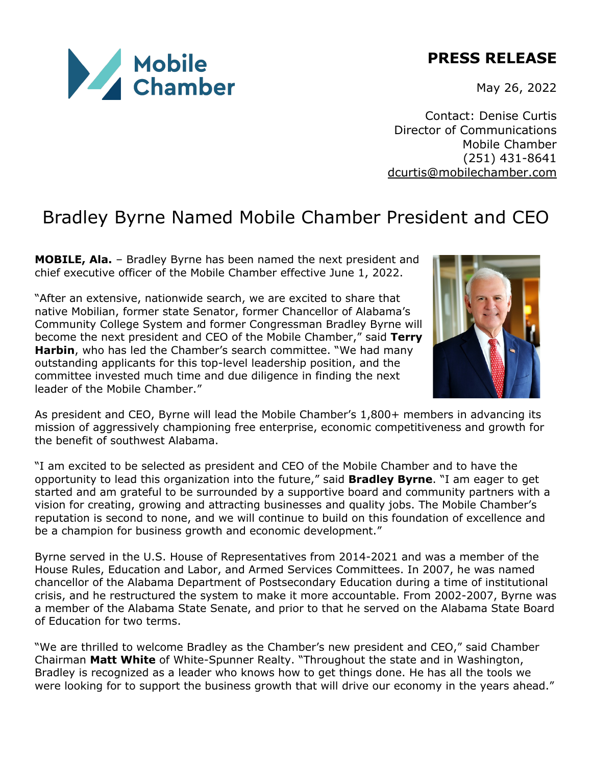Mobile Chamber

**PRESS RELEASE**

May 26, 2022

Contact: Denise Curtis
Director of Communications
Mobile Chamber
(251) 431-8641
dcurtis@mobilechamber.com

# Bradley Byrne Named Mobile Chamber President and CEO

**MOBILE, Ala.** – Bradley Byrne has been named the next president and chief executive officer of the Mobile Chamber effective June 1, 2022.

"After an extensive, nationwide search, we are excited to share that native Mobilian, former state Senator, former Chancellor of Alabama's Community College System and former Congressman Bradley Byrne will become the next president and CEO of the Mobile Chamber," said **Terry Harbin**, who has led the Chamber's search committee. "We had many outstanding applicants for this top-level leadership position, and the committee invested much time and due diligence in finding the next leader of the Mobile Chamber."

As president and CEO, Byrne will lead the Mobile Chamber's 1,800+ members in advancing its mission of aggressively championing free enterprise, economic competitiveness and growth for the benefit of southwest Alabama.

"I am excited to be selected as president and CEO of the Mobile Chamber and to have the opportunity to lead this organization into the future," said **Bradley Byrne**. "I am eager to get started and am grateful to be surrounded by a supportive board and community partners with a vision for creating, growing and attracting businesses and quality jobs. The Mobile Chamber's reputation is second to none, and we will continue to build on this foundation of excellence and be a champion for business growth and economic development."

Byrne served in the U.S. House of Representatives from 2014-2021 and was a member of the House Rules, Education and Labor, and Armed Services Committees. In 2007, he was named chancellor of the Alabama Department of Postsecondary Education during a time of institutional crisis, and he restructured the system to make it more accountable. From 2002-2007, Byrne was a member of the Alabama State Senate, and prior to that he served on the Alabama State Board of Education for two terms.

"We are thrilled to welcome Bradley as the Chamber's new president and CEO," said Chamber Chairman **Matt White** of White-Spunner Realty. "Throughout the state and in Washington, Bradley is recognized as a leader who knows how to get things done. He has all the tools we were looking for to support the business growth that will drive our economy in the years ahead."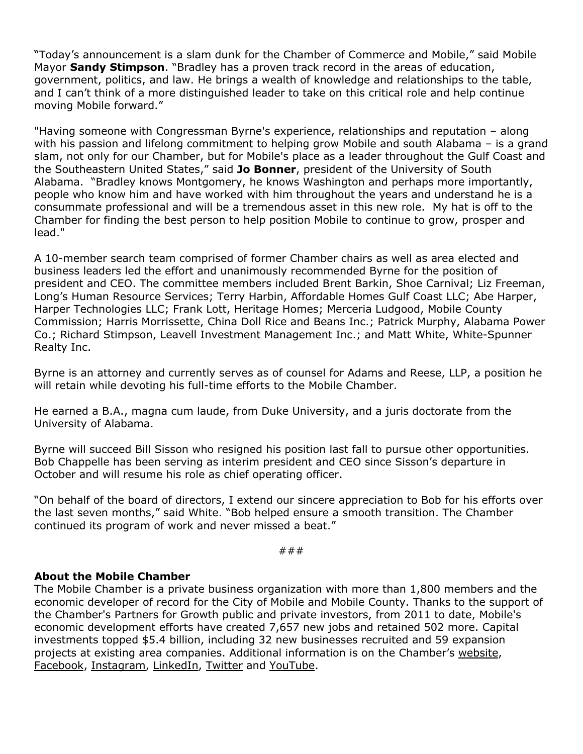"Today's announcement is a slam dunk for the Chamber of Commerce and Mobile," said Mobile Mayor **Sandy Stimpson**. "Bradley has a proven track record in the areas of education, government, politics, and law. He brings a wealth of knowledge and relationships to the table, and I can't think of a more distinguished leader to take on this critical role and help continue moving Mobile forward."

"Having someone with Congressman Byrne's experience, relationships and reputation – along with his passion and lifelong commitment to helping grow Mobile and south Alabama – is a grand slam, not only for our Chamber, but for Mobile's place as a leader throughout the Gulf Coast and the Southeastern United States," said **Jo Bonner**, president of the University of South Alabama. "Bradley knows Montgomery, he knows Washington and perhaps more importantly, people who know him and have worked with him throughout the years and understand he is a consummate professional and will be a tremendous asset in this new role. My hat is off to the Chamber for finding the best person to help position Mobile to continue to grow, prosper and lead."

A 10-member search team comprised of former Chamber chairs as well as area elected and business leaders led the effort and unanimously recommended Byrne for the position of president and CEO. The committee members included Brent Barkin, Shoe Carnival; Liz Freeman, Long's Human Resource Services; Terry Harbin, Affordable Homes Gulf Coast LLC; Abe Harper, Harper Technologies LLC; Frank Lott, Heritage Homes; Merceria Ludgood, Mobile County Commission; Harris Morrissette, China Doll Rice and Beans Inc.; Patrick Murphy, Alabama Power Co.; Richard Stimpson, Leavell Investment Management Inc.; and Matt White, White-Spunner Realty Inc.

Byrne is an attorney and currently serves as of counsel for Adams and Reese, LLP, a position he will retain while devoting his full-time efforts to the Mobile Chamber.

He earned a B.A., magna cum laude, from Duke University, and a juris doctorate from the University of Alabama.

Byrne will succeed Bill Sisson who resigned his position last fall to pursue other opportunities. Bob Chappelle has been serving as interim president and CEO since Sisson's departure in October and will resume his role as chief operating officer.

"On behalf of the board of directors, I extend our sincere appreciation to Bob for his efforts over the last seven months," said White. "Bob helped ensure a smooth transition. The Chamber continued its program of work and never missed a beat."

###

**About the Mobile Chamber**

The Mobile Chamber is a private business organization with more than 1,800 members and the economic developer of record for the City of Mobile and Mobile County. Thanks to the support of the Chamber's Partners for Growth public and private investors, from 2011 to date, Mobile's economic development efforts have created 7,657 new jobs and retained 502 more. Capital investments topped $5.4 billion, including 32 new businesses recruited and 59 expansion projects at existing area companies. Additional information is on the Chamber's website, Facebook, Instagram, LinkedIn, Twitter and YouTube.